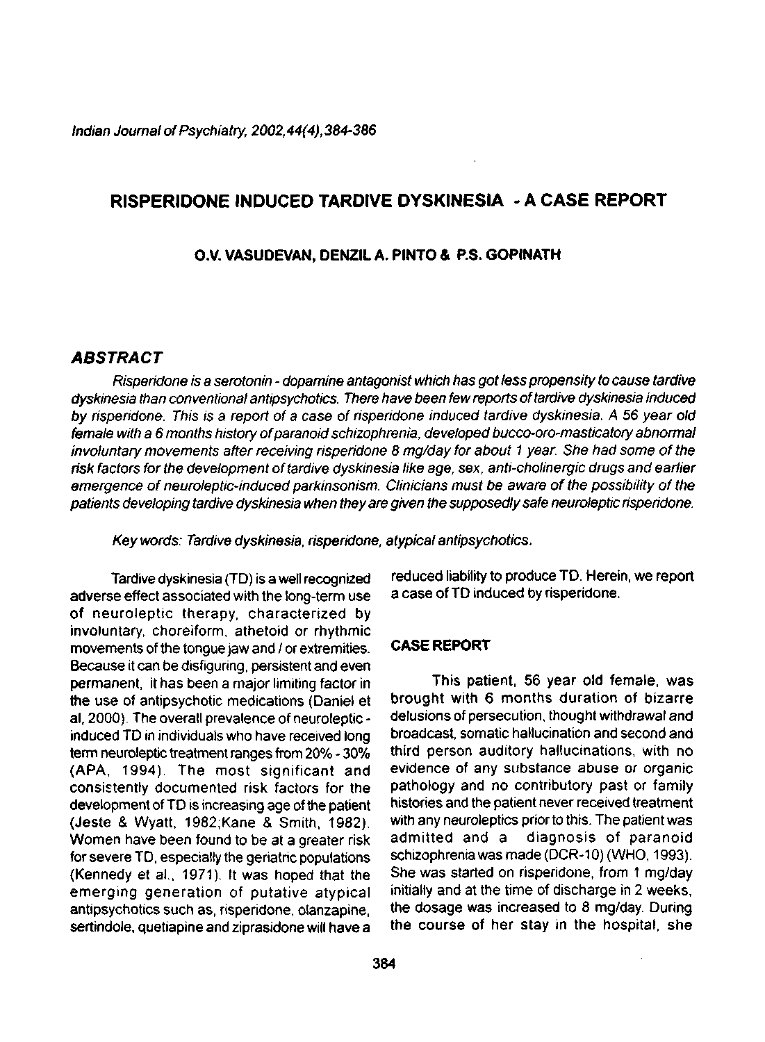# RISPERIDONE INDUCED TARDIVE DYSKINESIA - A CASE REPORT

**O.V. VASUDEVAN, DENZIL A. PINTO & P.S. GOPINATH**

## ABSTRACT

*Risperidone is a serotonin - dopamine antagonist which has got less propensity to cause tardive dyskinesia than conventional antipsychotics. There have been few reports of tardive dyskinesia induced by risperidone. This is a report of a case of risperidone induced tardive dyskinesia. A 56 year old female with a 6 months history of paranoid schizophrenia, developed bucco-oro-masticatory abnormal involuntary movements after receiving risperidone 8 mg/day for about 1 year. She had some of the risk factors for the development of tardive dyskinesia like age, sex, anti-cholinergic drugs and earlier emergence of neuroleptic-induced parkinsonism. Clinicians must be aware of the possibility of the patients developing tardive dyskinesia when they are given the supposedly safe neuroleptic risperidone.*

*Key words: Tardive dyskinesia, risperidone, atypical antipsychotics.*

Tardive dyskinesia (TD) is a well recognized adverse effect associated with the long-term use of neuroleptic therapy, characterized by involuntary, choreiform, athetoid or rhythmic movements of the tongue jaw and / or extremities. Because it can be disfiguring, persistent and even permanent, it has been a major limiting factor in the use of antipsychotic medications (Daniel et al, 2000). The overall prevalence of neuroleptic - induced TD in individuals who have received long term neuroleptic treatment ranges from 20% - 30% (APA, 1994). The most significant and consistently documented risk factors for the development of TD is increasing age of the patient (Jeste & Wyatt, 1982;Kane & Smith, 1982). Women have been found to be at a greater risk for severe TD, especially the geriatric populations (Kennedy et al., 1971). It was hoped that the emerging generation of putative atypical antipsychotics such as, risperidone, olanzapine, sertindole, quetiapine and ziprasidone will have a reduced liability to produce TD. Herein, we report a case of TD induced by risperidone.

## CASE REPORT

This patient, 56 year old female, was brought with 6 months duration of bizarre delusions of persecution, thought withdrawal and broadcast, somatic hallucination and second and third person auditory hallucinations, with no evidence of any substance abuse or organic pathology and no contributory past or family histories and the patient never received treatment with any neuroleptics prior to this. The patient was admitted and a diagnosis of paranoid schizophrenia was made (DCR-10) (WHO, 1993). She was started on risperidone, from 1 mg/day initially and at the time of discharge in 2 weeks, the dosage was increased to 8 mg/day. During the course of her stay in the hospital, she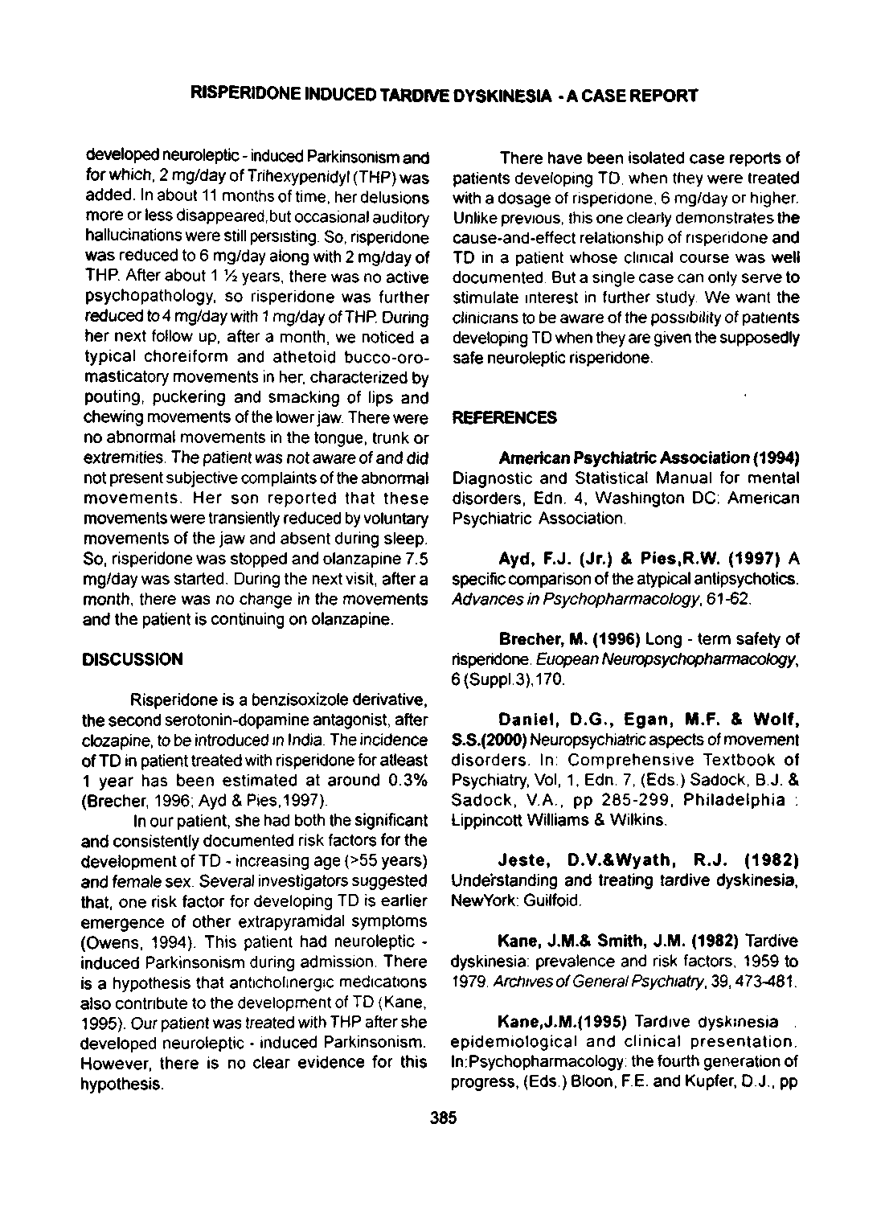developed neuroleptic - induced Parkinsonism and for which, 2 mg/day of Trihexypenidyl (THP) was added. In about 11 months of time, her delusions more or less disappeared,but occasional auditory hallucinations were still persisting. So, risperidone was reduced to 6 mg/day along with 2 mg/day of THP. After about 1 ½ years, there was no active psychopathology, so risperidone was further reduced to 4 mg/day with 1 mg/day of THP. During her next follow up, after a month, we noticed a typical choreiform and athetoid bucco-oro-masticatory movements in her, characterized by pouting, puckering and smacking of lips and chewing movements of the lower jaw. There were no abnormal movements in the tongue, trunk or extremities. The patient was not aware of and did not present subjective complaints of the abnormal movements. Her son reported that these movements were transiently reduced by voluntary movements of the jaw and absent during sleep. So, risperidone was stopped and olanzapine 7.5 mg/day was started. During the next visit, after a month, there was no change in the movements and the patient is continuing on olanzapine.

## DISCUSSION

Risperidone is a benzisoxizole derivative, the second serotonin-dopamine antagonist, after clozapine, to be introduced in India. The incidence of TD in patient treated with risperidone for atleast 1 year has been estimated at around 0.3% (Brecher, 1996; Ayd & Pies,1997).

In our patient, she had both the significant and consistently documented risk factors for the development of TD - increasing age (>55 years) and female sex. Several investigators suggested that, one risk factor for developing TD is earlier emergence of other extrapyramidal symptoms (Owens, 1994). This patient had neuroleptic - induced Parkinsonism during admission. There is a hypothesis that anticholinergic medications also contribute to the development of TD (Kane, 1995). Our patient was treated with THP after she developed neuroleptic - induced Parkinsonism. However, there is no clear evidence for this hypothesis.

There have been isolated case reports of patients developing TD, when they were treated with a dosage of risperidone, 6 mg/day or higher. Unlike previous, this one clearly demonstrates the cause-and-effect relationship of risperidone and TD in a patient whose clinical course was well documented. But a single case can only serve to stimulate interest in further study. We want the clinicians to be aware of the possibility of patients developing TD when they are given the supposedly safe neuroleptic risperidone.

## REFERENCES

**American Psychiatric Association (1994)** Diagnostic and Statistical Manual for mental disorders, Edn. 4, Washington DC: American Psychiatric Association.

**Ayd, F.J. (Jr.) & Pies,R.W. (1997)** A specific comparison of the atypical antipsychotics. *Advances in Psychopharmacology*, 61-62.

**Brecher, M. (1996)** Long - term safety of risperidone. *Euopean Neuropsychopharmacology*, 6 (Suppl.3),170.

**Daniel, D.G., Egan, M.F. & Wolf, S.S.(2000)** Neuropsychiatric aspects of movement disorders. In: Comprehensive Textbook of Psychiatry, Vol, 1, Edn. 7, (Eds.) Sadock, B.J. & Sadock, V.A., pp 285-299, Philadelphia : Lippincott Williams & Wilkins.

**Jeste, D.V.&Wyath, R.J. (1982)** Understanding and treating tardive dyskinesia, NewYork: Guilfoid.

**Kane, J.M.& Smith, J.M. (1982)** Tardive dyskinesia: prevalence and risk factors, 1959 to 1979. *Archives of General Psychiatry*, 39, 473-481.

**Kane,J.M.(1995)** Tardive dyskinesia : epidemiological and clinical presentation. In:Psychopharmacology: the fourth generation of progress, (Eds.) Bloon, F.E. and Kupfer, D.J., pp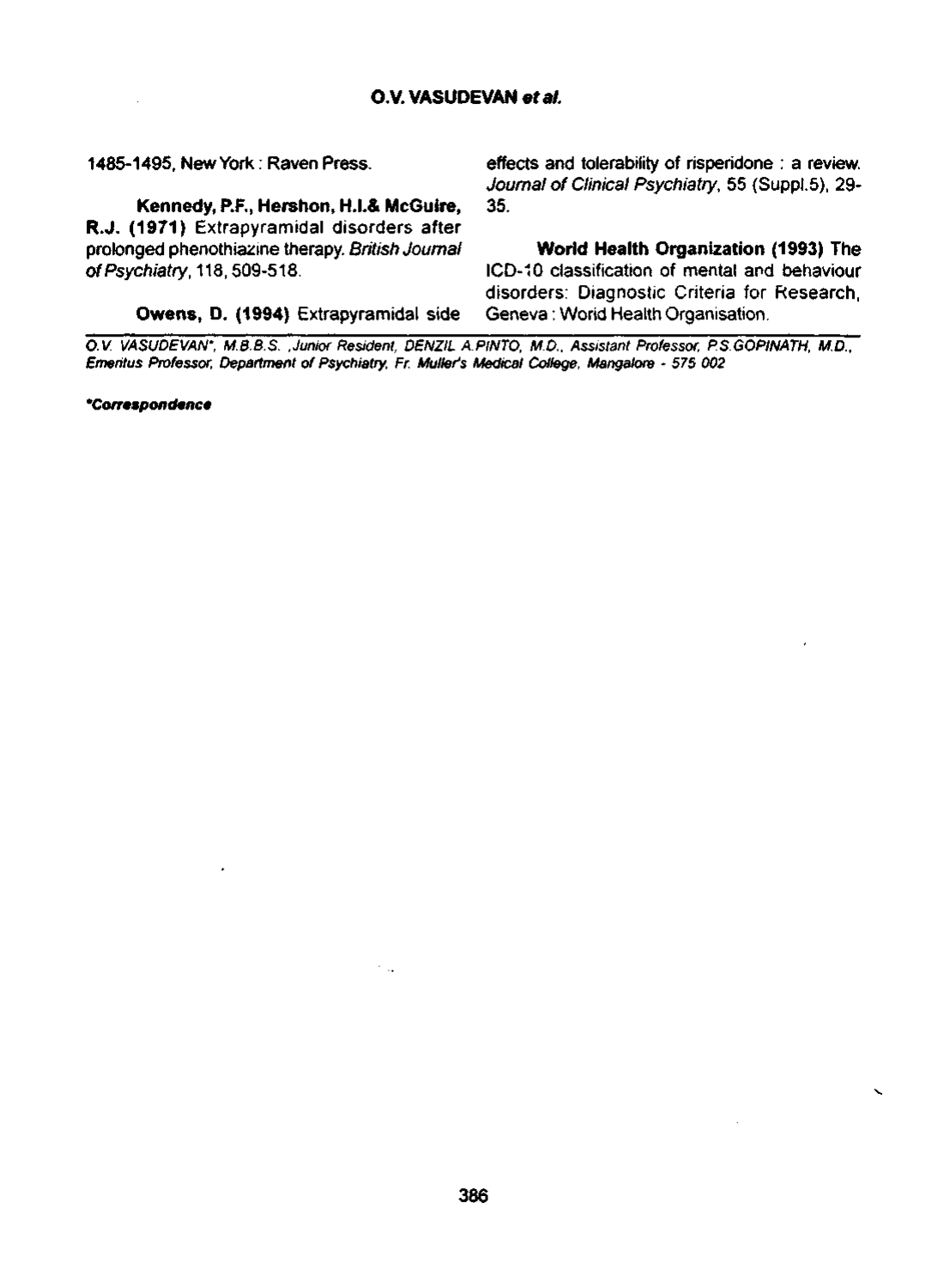1485-1495, New York : Raven Press.

**Kennedy, P.F., Hershon, H.I.& McGuire, R.J. (1971)** Extrapyramidal disorders after prolonged phenothiazine therapy. *British Journal of Psychiatry*, 118, 509-518.

**Owens, D. (1994)** Extrapyramidal side effects and tolerability of risperidone : a review. *Journal of Clinical Psychiatry*, 55 (Suppl.5), 29-35.

**World Health Organization (1993)** The ICD-10 classification of mental and behaviour disorders: Diagnostic Criteria for Research, Geneva : World Health Organisation.

---

*O.V. VASUDEVAN\*, M.B.B.S. ,Junior Resident, DENZIL A.PINTO, M.D., Assistant Professor, P.S.GOPINATH, M.D., Emeritus Professor, Department of Psychiatry, Fr. Muller's Medical College, Mangalore - 575 002*

***Correspondence**